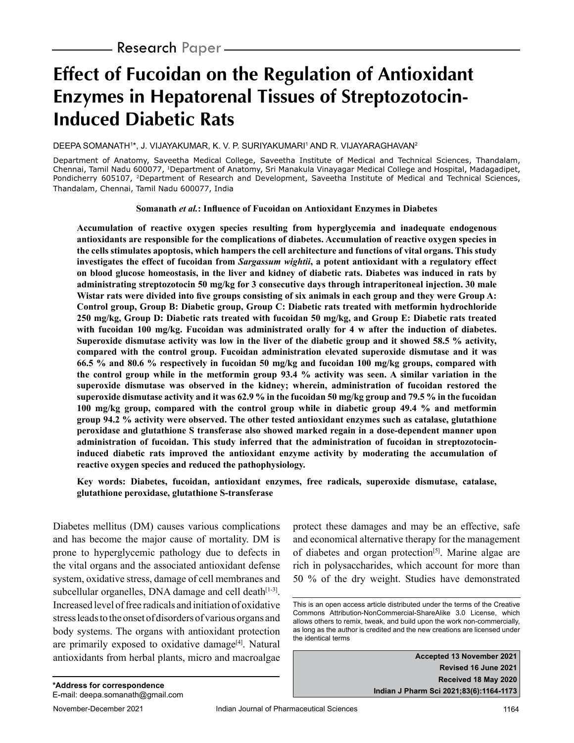Research Paper

# Effect of Fucoidan on the Regulation of Antioxidant Enzymes in Hepatorenal Tissues of Streptozotocin-Induced Diabetic Rats

DEEPA SOMANATH[1]*, J. VIJAYAKUMAR, K. V. P. SURIYAKUMARI[1] AND R. VIJAYARAGHAVAN[2]

Department of Anatomy, Saveetha Medical College, Saveetha Institute of Medical and Technical Sciences, Thandalam, Chennai, Tamil Nadu 600077, [1]Department of Anatomy, Sri Manakula Vinayagar Medical College and Hospital, Madagadipet, Pondicherry 605107, [2]Department of Research and Development, Saveetha Institute of Medical and Technical Sciences, Thandalam, Chennai, Tamil Nadu 600077, India

**Somanath *et al.*: Influence of Fucoidan on Antioxidant Enzymes in Diabetes**

**Accumulation of reactive oxygen species resulting from hyperglycemia and inadequate endogenous antioxidants are responsible for the complications of diabetes. Accumulation of reactive oxygen species in the cells stimulates apoptosis, which hampers the cell architecture and functions of vital organs. This study investigates the effect of fucoidan from *Sargassum wightii*, a potent antioxidant with a regulatory effect on blood glucose homeostasis, in the liver and kidney of diabetic rats. Diabetes was induced in rats by administrating streptozotocin 50 mg/kg for 3 consecutive days through intraperitoneal injection. 30 male Wistar rats were divided into five groups consisting of six animals in each group and they were Group A: Control group, Group B: Diabetic group, Group C: Diabetic rats treated with metformin hydrochloride 250 mg/kg, Group D: Diabetic rats treated with fucoidan 50 mg/kg, and Group E: Diabetic rats treated with fucoidan 100 mg/kg. Fucoidan was administrated orally for 4 w after the induction of diabetes. Superoxide dismutase activity was low in the liver of the diabetic group and it showed 58.5 % activity, compared with the control group. Fucoidan administration elevated superoxide dismutase and it was 66.5 % and 80.6 % respectively in fucoidan 50 mg/kg and fucoidan 100 mg/kg groups, compared with the control group while in the metformin group 93.4 % activity was seen. A similar variation in the superoxide dismutase was observed in the kidney; wherein, administration of fucoidan restored the superoxide dismutase activity and it was 62.9 % in the fucoidan 50 mg/kg group and 79.5 % in the fucoidan 100 mg/kg group, compared with the control group while in diabetic group 49.4 % and metformin group 94.2 % activity were observed. The other tested antioxidant enzymes such as catalase, glutathione peroxidase and glutathione S transferase also showed marked regain in a dose-dependent manner upon administration of fucoidan. This study inferred that the administration of fucoidan in streptozotocin-induced diabetic rats improved the antioxidant enzyme activity by moderating the accumulation of reactive oxygen species and reduced the pathophysiology.**

**Key words: Diabetes, fucoidan, antioxidant enzymes, free radicals, superoxide dismutase, catalase, glutathione peroxidase, glutathione S-transferase**

Diabetes mellitus (DM) causes various complications and has become the major cause of mortality. DM is prone to hyperglycemic pathology due to defects in the vital organs and the associated antioxidant defense system, oxidative stress, damage of cell membranes and subcellular organelles, DNA damage and cell death[1-3]. Increased level of free radicals and initiation of oxidative stress leads to the onset of disorders of various organs and body systems. The organs with antioxidant protection are primarily exposed to oxidative damage[4]. Natural antioxidants from herbal plants, micro and macroalgae protect these damages and may be an effective, safe and economical alternative therapy for the management of diabetes and organ protection[5]. Marine algae are rich in polysaccharides, which account for more than 50 % of the dry weight. Studies have demonstrated

This is an open access article distributed under the terms of the Creative Commons Attribution-NonCommercial-ShareAlike 3.0 License, which allows others to remix, tweak, and build upon the work non-commercially, as long as the author is credited and the new creations are licensed under the identical terms

**Accepted 13 November 2021**
**Revised 16 June 2021**
**Received 18 May 2020**
**Indian J Pharm Sci 2021;83(6):1164-1173**

**\*Address for correspondence**
E-mail: deepa.somanath@gmail.com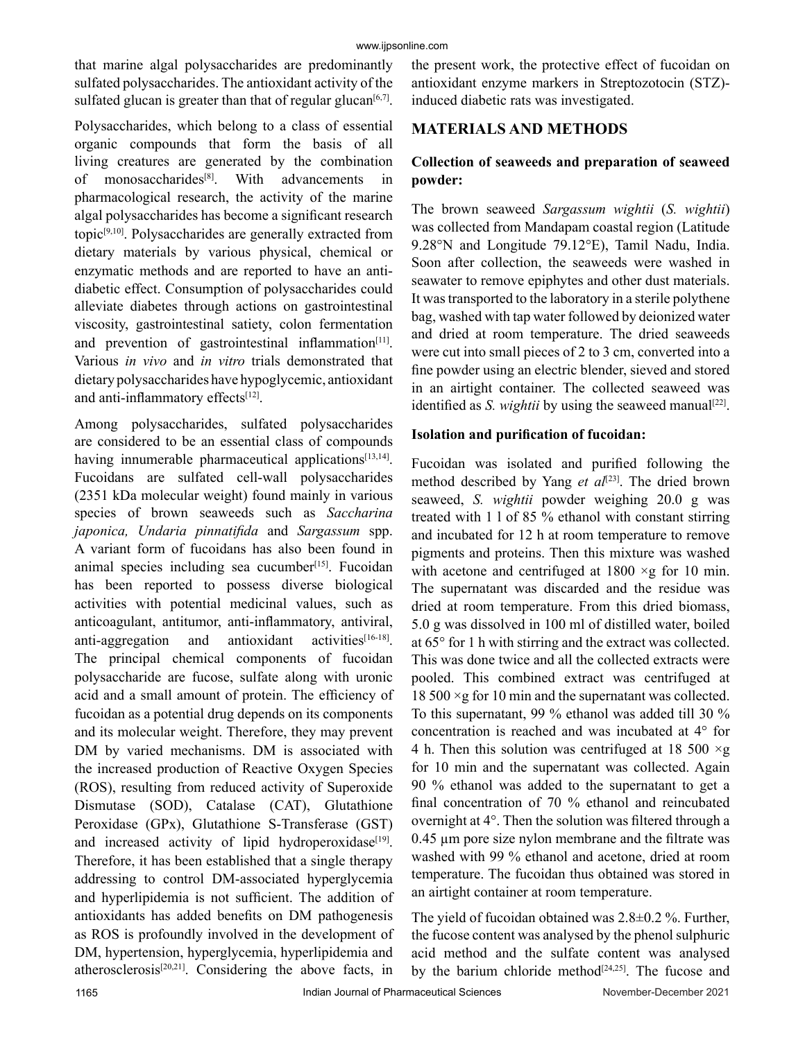that marine algal polysaccharides are predominantly sulfated polysaccharides. The antioxidant activity of the sulfated glucan is greater than that of regular glucan[6,7].

Polysaccharides, which belong to a class of essential organic compounds that form the basis of all living creatures are generated by the combination of monosaccharides[8]. With advancements in pharmacological research, the activity of the marine algal polysaccharides has become a significant research topic[9,10]. Polysaccharides are generally extracted from dietary materials by various physical, chemical or enzymatic methods and are reported to have an anti-diabetic effect. Consumption of polysaccharides could alleviate diabetes through actions on gastrointestinal viscosity, gastrointestinal satiety, colon fermentation and prevention of gastrointestinal inflammation[11]. Various *in vivo* and *in vitro* trials demonstrated that dietary polysaccharides have hypoglycemic, antioxidant and anti-inflammatory effects[12].

Among polysaccharides, sulfated polysaccharides are considered to be an essential class of compounds having innumerable pharmaceutical applications[13,14]. Fucoidans are sulfated cell-wall polysaccharides (2351 kDa molecular weight) found mainly in various species of brown seaweeds such as *Saccharina japonica, Undaria pinnatifida* and *Sargassum* spp. A variant form of fucoidans has also been found in animal species including sea cucumber[15]. Fucoidan has been reported to possess diverse biological activities with potential medicinal values, such as anticoagulant, antitumor, anti-inflammatory, antiviral, anti-aggregation and antioxidant activities[16-18]. The principal chemical components of fucoidan polysaccharide are fucose, sulfate along with uronic acid and a small amount of protein. The efficiency of fucoidan as a potential drug depends on its components and its molecular weight. Therefore, they may prevent DM by varied mechanisms. DM is associated with the increased production of Reactive Oxygen Species (ROS), resulting from reduced activity of Superoxide Dismutase (SOD), Catalase (CAT), Glutathione Peroxidase (GPx), Glutathione S-Transferase (GST) and increased activity of lipid hydroperoxidase[19]. Therefore, it has been established that a single therapy addressing to control DM-associated hyperglycemia and hyperlipidemia is not sufficient. The addition of antioxidants has added benefits on DM pathogenesis as ROS is profoundly involved in the development of DM, hypertension, hyperglycemia, hyperlipidemia and atherosclerosis[20,21]. Considering the above facts, in the present work, the protective effect of fucoidan on antioxidant enzyme markers in Streptozotocin (STZ)-induced diabetic rats was investigated.

## MATERIALS AND METHODS

### Collection of seaweeds and preparation of seaweed powder:

The brown seaweed *Sargassum wightii* (*S. wightii*) was collected from Mandapam coastal region (Latitude 9.28°N and Longitude 79.12°E), Tamil Nadu, India. Soon after collection, the seaweeds were washed in seawater to remove epiphytes and other dust materials. It was transported to the laboratory in a sterile polythene bag, washed with tap water followed by deionized water and dried at room temperature. The dried seaweeds were cut into small pieces of 2 to 3 cm, converted into a fine powder using an electric blender, sieved and stored in an airtight container. The collected seaweed was identified as *S. wightii* by using the seaweed manual[22].

### Isolation and purification of fucoidan:

Fucoidan was isolated and purified following the method described by Yang *et al*[23]. The dried brown seaweed, *S. wightii* powder weighing 20.0 g was treated with 1 l of 85 % ethanol with constant stirring and incubated for 12 h at room temperature to remove pigments and proteins. Then this mixture was washed with acetone and centrifuged at 1800 ×g for 10 min. The supernatant was discarded and the residue was dried at room temperature. From this dried biomass, 5.0 g was dissolved in 100 ml of distilled water, boiled at 65° for 1 h with stirring and the extract was collected. This was done twice and all the collected extracts were pooled. This combined extract was centrifuged at 18 500 ×g for 10 min and the supernatant was collected. To this supernatant, 99 % ethanol was added till 30 % concentration is reached and was incubated at 4° for 4 h. Then this solution was centrifuged at 18 500 ×g for 10 min and the supernatant was collected. Again 90 % ethanol was added to the supernatant to get a final concentration of 70 % ethanol and reincubated overnight at 4°. Then the solution was filtered through a 0.45 µm pore size nylon membrane and the filtrate was washed with 99 % ethanol and acetone, dried at room temperature. The fucoidan thus obtained was stored in an airtight container at room temperature.

The yield of fucoidan obtained was 2.8±0.2 %. Further, the fucose content was analysed by the phenol sulphuric acid method and the sulfate content was analysed by the barium chloride method[24,25]. The fucose and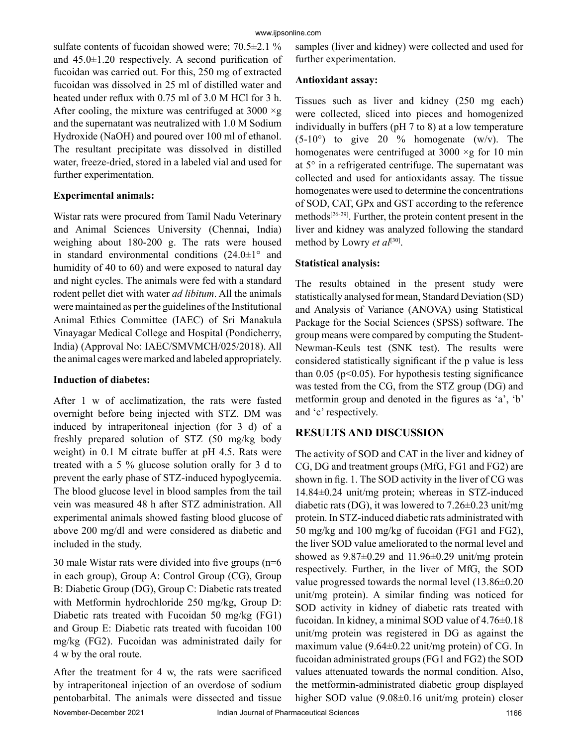sulfate contents of fucoidan showed were; 70.5±2.1 % and 45.0±1.20 respectively. A second purification of fucoidan was carried out. For this, 250 mg of extracted fucoidan was dissolved in 25 ml of distilled water and heated under reflux with 0.75 ml of 3.0 M HCl for 3 h. After cooling, the mixture was centrifuged at 3000 ×g and the supernatant was neutralized with 1.0 M Sodium Hydroxide (NaOH) and poured over 100 ml of ethanol. The resultant precipitate was dissolved in distilled water, freeze-dried, stored in a labeled vial and used for further experimentation.

### Experimental animals:

Wistar rats were procured from Tamil Nadu Veterinary and Animal Sciences University (Chennai, India) weighing about 180-200 g. The rats were housed in standard environmental conditions (24.0±1° and humidity of 40 to 60) and were exposed to natural day and night cycles. The animals were fed with a standard rodent pellet diet with water *ad libitum*. All the animals were maintained as per the guidelines of the Institutional Animal Ethics Committee (IAEC) of Sri Manakula Vinayagar Medical College and Hospital (Pondicherry, India) (Approval No: IAEC/SMVMCH/025/2018). All the animal cages were marked and labeled appropriately.

### Induction of diabetes:

After 1 w of acclimatization, the rats were fasted overnight before being injected with STZ. DM was induced by intraperitoneal injection (for 3 d) of a freshly prepared solution of STZ (50 mg/kg body weight) in 0.1 M citrate buffer at pH 4.5. Rats were treated with a 5 % glucose solution orally for 3 d to prevent the early phase of STZ-induced hypoglycemia. The blood glucose level in blood samples from the tail vein was measured 48 h after STZ administration. All experimental animals showed fasting blood glucose of above 200 mg/dl and were considered as diabetic and included in the study.

30 male Wistar rats were divided into five groups (n=6 in each group), Group A: Control Group (CG), Group B: Diabetic Group (DG), Group C: Diabetic rats treated with Metformin hydrochloride 250 mg/kg, Group D: Diabetic rats treated with Fucoidan 50 mg/kg (FG1) and Group E: Diabetic rats treated with fucoidan 100 mg/kg (FG2). Fucoidan was administrated daily for 4 w by the oral route.

After the treatment for 4 w, the rats were sacrificed by intraperitoneal injection of an overdose of sodium pentobarbital. The animals were dissected and tissue samples (liver and kidney) were collected and used for further experimentation.

### Antioxidant assay:

Tissues such as liver and kidney (250 mg each) were collected, sliced into pieces and homogenized individually in buffers (pH 7 to 8) at a low temperature (5-10°) to give 20 % homogenate (w/v). The homogenates were centrifuged at 3000 ×g for 10 min at 5° in a refrigerated centrifuge. The supernatant was collected and used for antioxidants assay. The tissue homogenates were used to determine the concentrations of SOD, CAT, GPx and GST according to the reference methods[26-29]. Further, the protein content present in the liver and kidney was analyzed following the standard method by Lowry *et al*[30].

### Statistical analysis:

The results obtained in the present study were statistically analysed for mean, Standard Deviation (SD) and Analysis of Variance (ANOVA) using Statistical Package for the Social Sciences (SPSS) software. The group means were compared by computing the Student-Newman-Keuls test (SNK test). The results were considered statistically significant if the p value is less than 0.05 ($p<0.05$). For hypothesis testing significance was tested from the CG, from the STZ group (DG) and metformin group and denoted in the figures as 'a', 'b' and 'c' respectively.

## RESULTS AND DISCUSSION

The activity of SOD and CAT in the liver and kidney of CG, DG and treatment groups (MfG, FG1 and FG2) are shown in fig. 1. The SOD activity in the liver of CG was 14.84±0.24 unit/mg protein; whereas in STZ-induced diabetic rats (DG), it was lowered to 7.26±0.23 unit/mg protein. In STZ-induced diabetic rats administrated with 50 mg/kg and 100 mg/kg of fucoidan (FG1 and FG2), the liver SOD value ameliorated to the normal level and showed as 9.87±0.29 and 11.96±0.29 unit/mg protein respectively. Further, in the liver of MfG, the SOD value progressed towards the normal level (13.86±0.20 unit/mg protein). A similar finding was noticed for SOD activity in kidney of diabetic rats treated with fucoidan. In kidney, a minimal SOD value of 4.76±0.18 unit/mg protein was registered in DG as against the maximum value (9.64±0.22 unit/mg protein) of CG. In fucoidan administrated groups (FG1 and FG2) the SOD values attenuated towards the normal condition. Also, the metformin-administrated diabetic group displayed higher SOD value (9.08±0.16 unit/mg protein) closer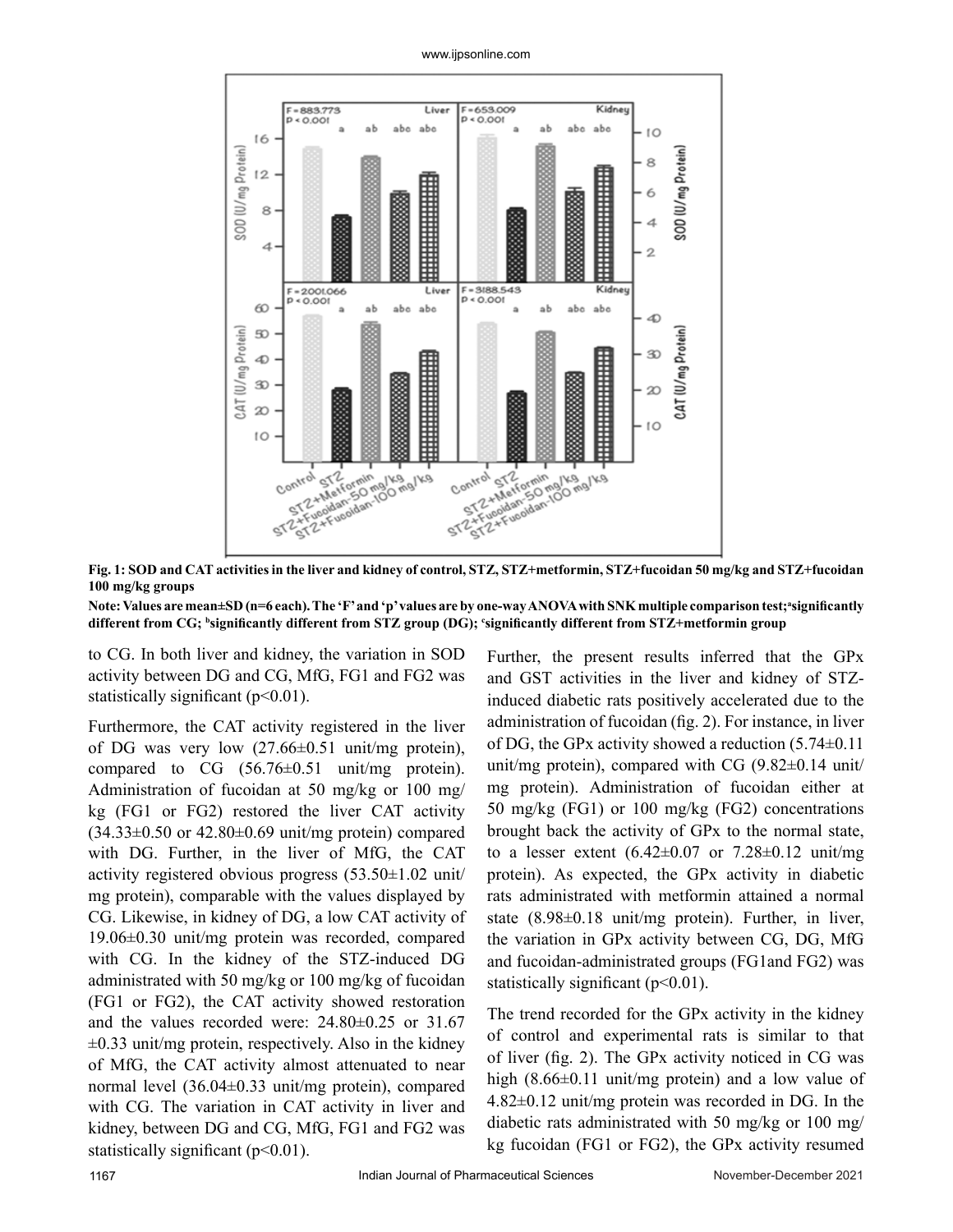Fig. 1: SOD and CAT activities in the liver and kidney of control, STZ, STZ+metformin, STZ+fucoidan 50 mg/kg and STZ+fucoidan 100 mg/kg groups

Note: Values are mean±SD (n=6 each). The 'F' and 'p' values are by one-way ANOVA with SNK multiple comparison test; [a]significantly different from CG; [b]significantly different from STZ group (DG); [c]significantly different from STZ+metformin group

to CG. In both liver and kidney, the variation in SOD activity between DG and CG, MfG, FG1 and FG2 was statistically significant (p<0.01).

Furthermore, the CAT activity registered in the liver of DG was very low (27.66±0.51 unit/mg protein), compared to CG (56.76±0.51 unit/mg protein). Administration of fucoidan at 50 mg/kg or 100 mg/kg (FG1 or FG2) restored the liver CAT activity (34.33±0.50 or 42.80±0.69 unit/mg protein) compared with DG. Further, in the liver of MfG, the CAT activity registered obvious progress (53.50±1.02 unit/mg protein), comparable with the values displayed by CG. Likewise, in kidney of DG, a low CAT activity of 19.06±0.30 unit/mg protein was recorded, compared with CG. In the kidney of the STZ-induced DG administrated with 50 mg/kg or 100 mg/kg of fucoidan (FG1 or FG2), the CAT activity showed restoration and the values recorded were: 24.80±0.25 or 31.67 ±0.33 unit/mg protein, respectively. Also in the kidney of MfG, the CAT activity almost attenuated to near normal level (36.04±0.33 unit/mg protein), compared with CG. The variation in CAT activity in liver and kidney, between DG and CG, MfG, FG1 and FG2 was statistically significant (p<0.01).

Further, the present results inferred that the GPx and GST activities in the liver and kidney of STZ-induced diabetic rats positively accelerated due to the administration of fucoidan (fig. 2). For instance, in liver of DG, the GPx activity showed a reduction (5.74±0.11 unit/mg protein), compared with CG (9.82±0.14 unit/mg protein). Administration of fucoidan either at 50 mg/kg (FG1) or 100 mg/kg (FG2) concentrations brought back the activity of GPx to the normal state, to a lesser extent (6.42±0.07 or 7.28±0.12 unit/mg protein). As expected, the GPx activity in diabetic rats administrated with metformin attained a normal state (8.98±0.18 unit/mg protein). Further, in liver, the variation in GPx activity between CG, DG, MfG and fucoidan-administrated groups (FG1and FG2) was statistically significant (p<0.01).

The trend recorded for the GPx activity in the kidney of control and experimental rats is similar to that of liver (fig. 2). The GPx activity noticed in CG was high (8.66±0.11 unit/mg protein) and a low value of 4.82±0.12 unit/mg protein was recorded in DG. In the diabetic rats administrated with 50 mg/kg or 100 mg/kg fucoidan (FG1 or FG2), the GPx activity resumed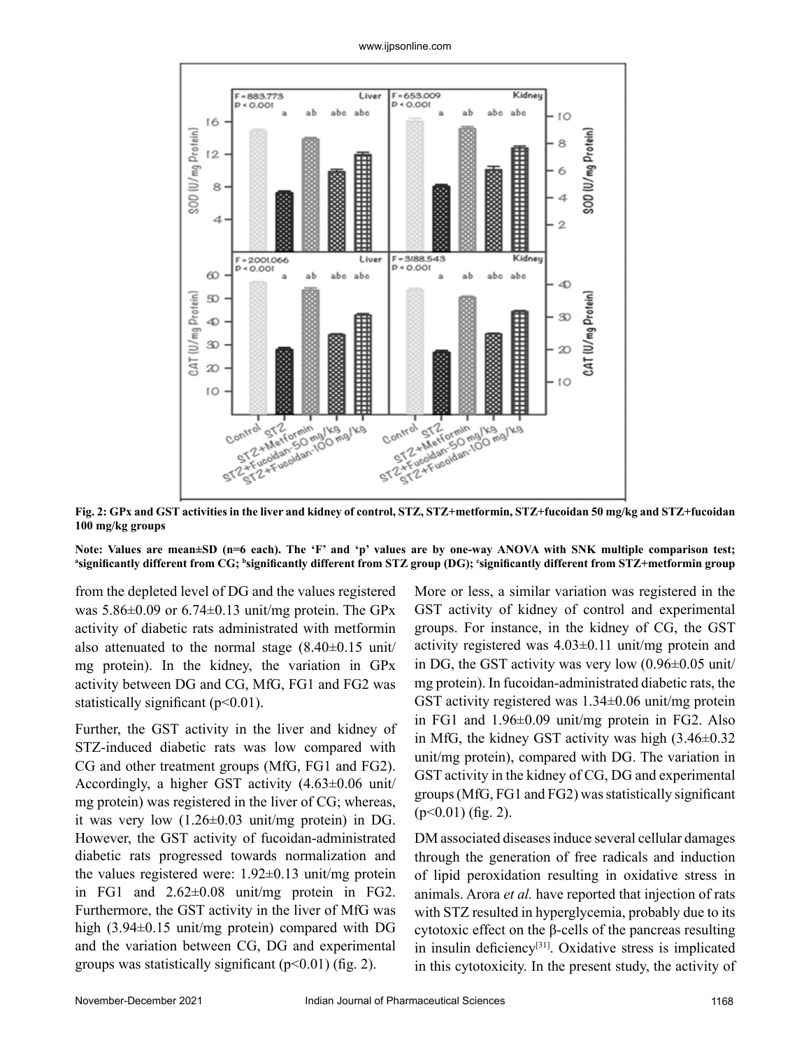Fig. 2: GPx and GST activities in the liver and kidney of control, STZ, STZ+metformin, STZ+fucoidan 50 mg/kg and STZ+fucoidan 100 mg/kg groups

Note: Values are mean±SD (n=6 each). The 'F' and 'p' values are by one-way ANOVA with SNK multiple comparison test; [a]significantly different from CG; [b]significantly different from STZ group (DG); [c]significantly different from STZ+metformin group

from the depleted level of DG and the values registered was 5.86±0.09 or 6.74±0.13 unit/mg protein. The GPx activity of diabetic rats administrated with metformin also attenuated to the normal stage (8.40±0.15 unit/mg protein). In the kidney, the variation in GPx activity between DG and CG, MfG, FG1 and FG2 was statistically significant ($p<0.01$).

Further, the GST activity in the liver and kidney of STZ-induced diabetic rats was low compared with CG and other treatment groups (MfG, FG1 and FG2). Accordingly, a higher GST activity (4.63±0.06 unit/mg protein) was registered in the liver of CG; whereas, it was very low (1.26±0.03 unit/mg protein) in DG. However, the GST activity of fucoidan-administrated diabetic rats progressed towards normalization and the values registered were: 1.92±0.13 unit/mg protein in FG1 and 2.62±0.08 unit/mg protein in FG2. Furthermore, the GST activity in the liver of MfG was high (3.94±0.15 unit/mg protein) compared with DG and the variation between CG, DG and experimental groups was statistically significant ($p<0.01$) (fig. 2).

More or less, a similar variation was registered in the GST activity of kidney of control and experimental groups. For instance, in the kidney of CG, the GST activity registered was 4.03±0.11 unit/mg protein and in DG, the GST activity was very low (0.96±0.05 unit/mg protein). In fucoidan-administrated diabetic rats, the GST activity registered was 1.34±0.06 unit/mg protein in FG1 and 1.96±0.09 unit/mg protein in FG2. Also in MfG, the kidney GST activity was high (3.46±0.32 unit/mg protein), compared with DG. The variation in GST activity in the kidney of CG, DG and experimental groups (MfG, FG1 and FG2) was statistically significant ($p<0.01$) (fig. 2).

DM associated diseases induce several cellular damages through the generation of free radicals and induction of lipid peroxidation resulting in oxidative stress in animals. Arora *et al.* have reported that injection of rats with STZ resulted in hyperglycemia, probably due to its cytotoxic effect on the β-cells of the pancreas resulting in insulin deficiency[31]. Oxidative stress is implicated in this cytotoxicity. In the present study, the activity of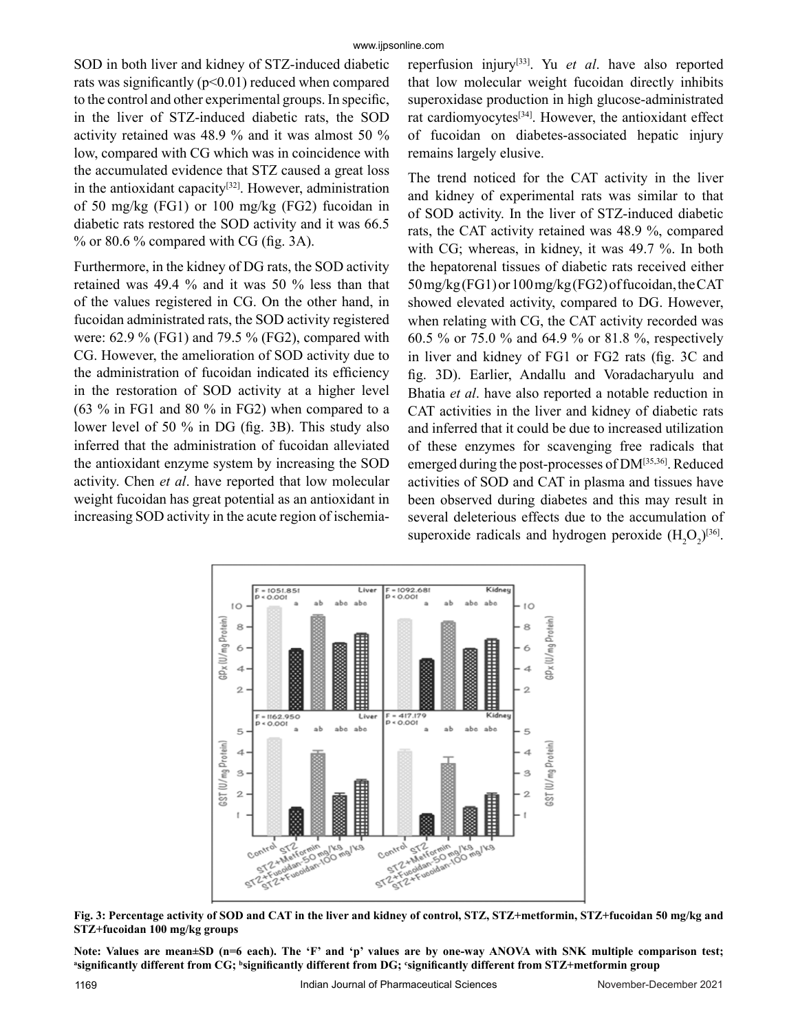SOD in both liver and kidney of STZ-induced diabetic rats was significantly ($p<0.01$) reduced when compared to the control and other experimental groups. In specific, in the liver of STZ-induced diabetic rats, the SOD activity retained was 48.9 % and it was almost 50 % low, compared with CG which was in coincidence with the accumulated evidence that STZ caused a great loss in the antioxidant capacity[32]. However, administration of 50 mg/kg (FG1) or 100 mg/kg (FG2) fucoidan in diabetic rats restored the SOD activity and it was 66.5 % or 80.6 % compared with CG (fig. 3A).

Furthermore, in the kidney of DG rats, the SOD activity retained was 49.4 % and it was 50 % less than that of the values registered in CG. On the other hand, in fucoidan administrated rats, the SOD activity registered were: 62.9 % (FG1) and 79.5 % (FG2), compared with CG. However, the amelioration of SOD activity due to the administration of fucoidan indicated its efficiency in the restoration of SOD activity at a higher level (63 % in FG1 and 80 % in FG2) when compared to a lower level of 50 % in DG (fig. 3B). This study also inferred that the administration of fucoidan alleviated the antioxidant enzyme system by increasing the SOD activity. Chen *et al*. have reported that low molecular weight fucoidan has great potential as an antioxidant in increasing SOD activity in the acute region of ischemia-reperfusion injury[33]. Yu *et al*. have also reported that low molecular weight fucoidan directly inhibits superoxidase production in high glucose-administrated rat cardiomyocytes[34]. However, the antioxidant effect of fucoidan on diabetes-associated hepatic injury remains largely elusive.

The trend noticed for the CAT activity in the liver and kidney of experimental rats was similar to that of SOD activity. In the liver of STZ-induced diabetic rats, the CAT activity retained was 48.9 %, compared with CG; whereas, in kidney, it was 49.7 %. In both the hepatorenal tissues of diabetic rats received either 50 mg/kg (FG1) or 100 mg/kg (FG2) of fucoidan, the CAT showed elevated activity, compared to DG. However, when relating with CG, the CAT activity recorded was 60.5 % or 75.0 % and 64.9 % or 81.8 %, respectively in liver and kidney of FG1 or FG2 rats (fig. 3C and fig. 3D). Earlier, Andallu and Voradacharyulu and Bhatia *et al*. have also reported a notable reduction in CAT activities in the liver and kidney of diabetic rats and inferred that it could be due to increased utilization of these enzymes for scavenging free radicals that emerged during the post-processes of DM[35,36]. Reduced activities of SOD and CAT in plasma and tissues have been observed during diabetes and this may result in several deleterious effects due to the accumulation of superoxide radicals and hydrogen peroxide ($H_2O_2$)[36].

**Fig. 3: Percentage activity of SOD and CAT in the liver and kidney of control, STZ, STZ+metformin, STZ+fucoidan 50 mg/kg and STZ+fucoidan 100 mg/kg groups**

**Note: Values are mean±SD (n=6 each). The 'F' and 'p' values are by one-way ANOVA with SNK multiple comparison test; [a]significantly different from CG; [b]significantly different from DG; [c]significantly different from STZ+metformin group**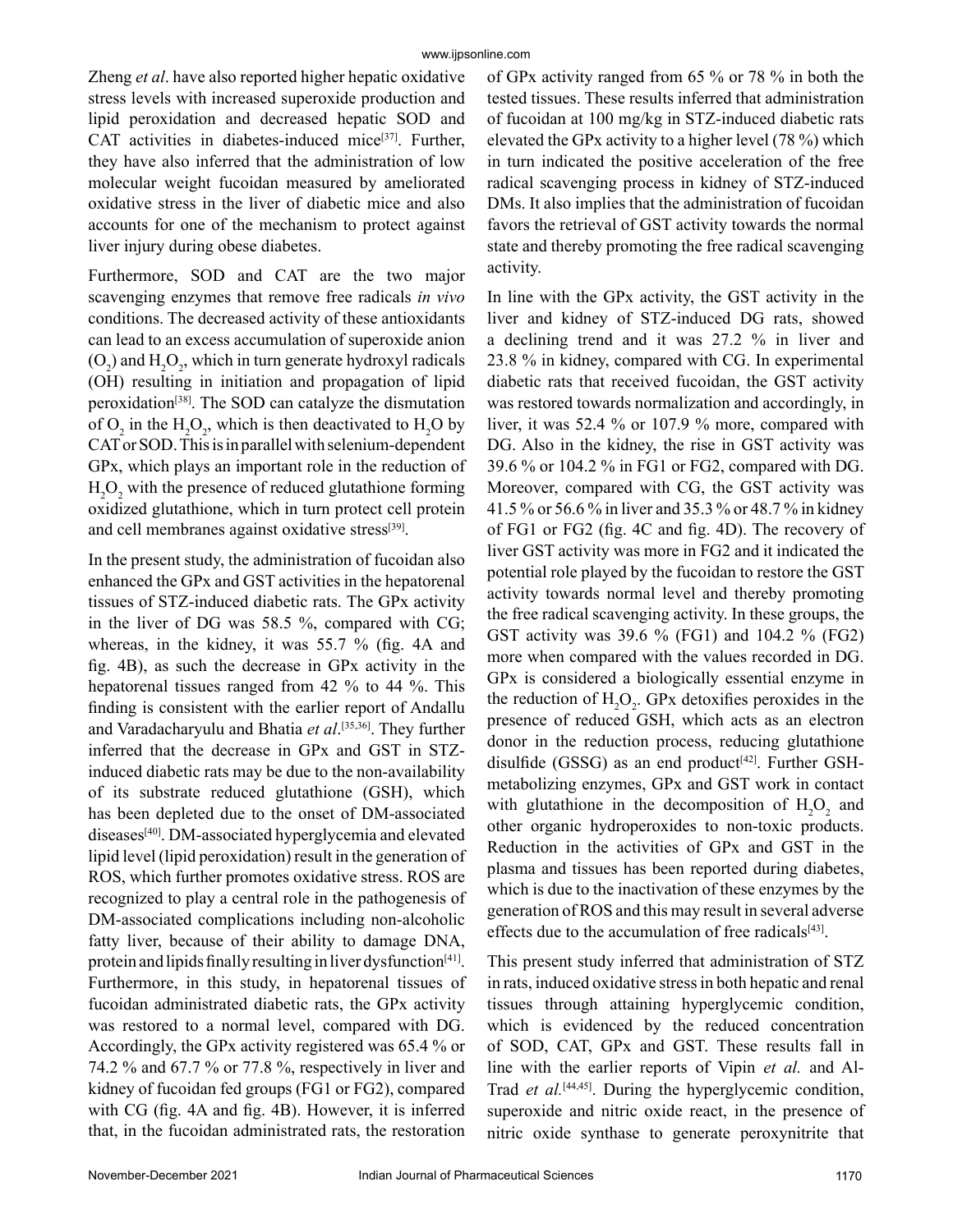Zheng *et al*. have also reported higher hepatic oxidative stress levels with increased superoxide production and lipid peroxidation and decreased hepatic SOD and CAT activities in diabetes-induced mice[37]. Further, they have also inferred that the administration of low molecular weight fucoidan measured by ameliorated oxidative stress in the liver of diabetic mice and also accounts for one of the mechanism to protect against liver injury during obese diabetes.

Furthermore, SOD and CAT are the two major scavenging enzymes that remove free radicals *in vivo* conditions. The decreased activity of these antioxidants can lead to an excess accumulation of superoxide anion ($O_2$) and $H_2O_2$, which in turn generate hydroxyl radicals (OH) resulting in initiation and propagation of lipid peroxidation[38]. The SOD can catalyze the dismutation of $O_2$ in the $H_2O_2$, which is then deactivated to $H_2O$ by CAT or SOD. This is in parallel with selenium-dependent GPx, which plays an important role in the reduction of $H_2O_2$ with the presence of reduced glutathione forming oxidized glutathione, which in turn protect cell protein and cell membranes against oxidative stress[39].

In the present study, the administration of fucoidan also enhanced the GPx and GST activities in the hepatorenal tissues of STZ-induced diabetic rats. The GPx activity in the liver of DG was 58.5 %, compared with CG; whereas, in the kidney, it was 55.7 % (fig. 4A and fig. 4B), as such the decrease in GPx activity in the hepatorenal tissues ranged from 42 % to 44 %. This finding is consistent with the earlier report of Andallu and Varadacharyulu and Bhatia *et al*.[35,36]. They further inferred that the decrease in GPx and GST in STZ-induced diabetic rats may be due to the non-availability of its substrate reduced glutathione (GSH), which has been depleted due to the onset of DM-associated diseases[40]. DM-associated hyperglycemia and elevated lipid level (lipid peroxidation) result in the generation of ROS, which further promotes oxidative stress. ROS are recognized to play a central role in the pathogenesis of DM-associated complications including non-alcoholic fatty liver, because of their ability to damage DNA, protein and lipids finally resulting in liver dysfunction[41]. Furthermore, in this study, in hepatorenal tissues of fucoidan administrated diabetic rats, the GPx activity was restored to a normal level, compared with DG. Accordingly, the GPx activity registered was 65.4 % or 74.2 % and 67.7 % or 77.8 %, respectively in liver and kidney of fucoidan fed groups (FG1 or FG2), compared with CG (fig. 4A and fig. 4B). However, it is inferred that, in the fucoidan administrated rats, the restoration of GPx activity ranged from 65 % or 78 % in both the tested tissues. These results inferred that administration of fucoidan at 100 mg/kg in STZ-induced diabetic rats elevated the GPx activity to a higher level (78 %) which in turn indicated the positive acceleration of the free radical scavenging process in kidney of STZ-induced DMs. It also implies that the administration of fucoidan favors the retrieval of GST activity towards the normal state and thereby promoting the free radical scavenging activity.

In line with the GPx activity, the GST activity in the liver and kidney of STZ-induced DG rats, showed a declining trend and it was 27.2 % in liver and 23.8 % in kidney, compared with CG. In experimental diabetic rats that received fucoidan, the GST activity was restored towards normalization and accordingly, in liver, it was 52.4 % or 107.9 % more, compared with DG. Also in the kidney, the rise in GST activity was 39.6 % or 104.2 % in FG1 or FG2, compared with DG. Moreover, compared with CG, the GST activity was 41.5 % or 56.6 % in liver and 35.3 % or 48.7 % in kidney of FG1 or FG2 (fig. 4C and fig. 4D). The recovery of liver GST activity was more in FG2 and it indicated the potential role played by the fucoidan to restore the GST activity towards normal level and thereby promoting the free radical scavenging activity. In these groups, the GST activity was 39.6 % (FG1) and 104.2 % (FG2) more when compared with the values recorded in DG. GPx is considered a biologically essential enzyme in the reduction of $H_2O_2$. GPx detoxifies peroxides in the presence of reduced GSH, which acts as an electron donor in the reduction process, reducing glutathione disulfide (GSSG) as an end product[42]. Further GSH-metabolizing enzymes, GPx and GST work in contact with glutathione in the decomposition of $H_2O_2$ and other organic hydroperoxides to non-toxic products. Reduction in the activities of GPx and GST in the plasma and tissues has been reported during diabetes, which is due to the inactivation of these enzymes by the generation of ROS and this may result in several adverse effects due to the accumulation of free radicals[43].

This present study inferred that administration of STZ in rats, induced oxidative stress in both hepatic and renal tissues through attaining hyperglycemic condition, which is evidenced by the reduced concentration of SOD, CAT, GPx and GST. These results fall in line with the earlier reports of Vipin *et al.* and Al-Trad *et al.*[44,45]. During the hyperglycemic condition, superoxide and nitric oxide react, in the presence of nitric oxide synthase to generate peroxynitrite that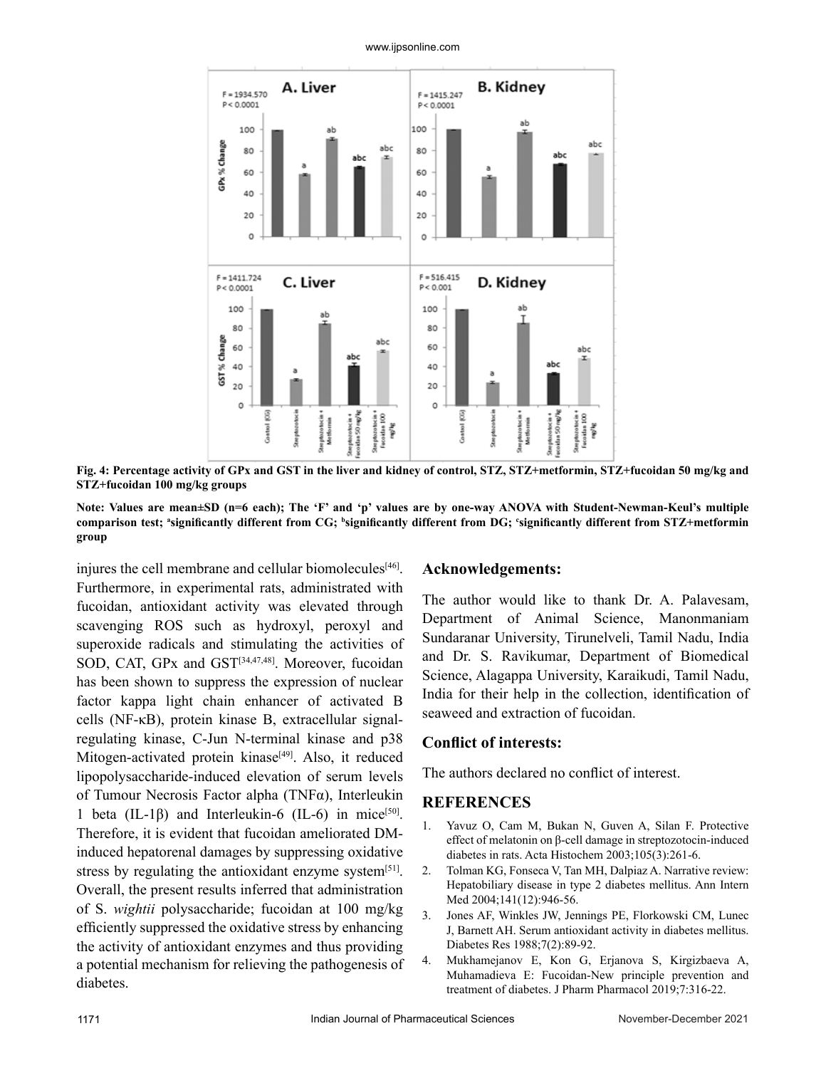Fig. 4: Percentage activity of GPx and GST in the liver and kidney of control, STZ, STZ+metformin, STZ+fucoidan 50 mg/kg and STZ+fucoidan 100 mg/kg groups

Note: Values are mean±SD (n=6 each); The 'F' and 'p' values are by one-way ANOVA with Student-Newman-Keul's multiple comparison test; [a]significantly different from CG; [b]significantly different from DG; [c]significantly different from STZ+metformin group

injures the cell membrane and cellular biomolecules[46]. Furthermore, in experimental rats, administrated with fucoidan, antioxidant activity was elevated through scavenging ROS such as hydroxyl, peroxyl and superoxide radicals and stimulating the activities of SOD, CAT, GPx and GST[34,47,48]. Moreover, fucoidan has been shown to suppress the expression of nuclear factor kappa light chain enhancer of activated B cells (NF-κB), protein kinase B, extracellular signal-regulating kinase, C-Jun N-terminal kinase and p38 Mitogen-activated protein kinase[49]. Also, it reduced lipopolysaccharide-induced elevation of serum levels of Tumour Necrosis Factor alpha (TNFα), Interleukin 1 beta (IL-1β) and Interleukin-6 (IL-6) in mice[50]. Therefore, it is evident that fucoidan ameliorated DM-induced hepatorenal damages by suppressing oxidative stress by regulating the antioxidant enzyme system[51]. Overall, the present results inferred that administration of S. *wightii* polysaccharide; fucoidan at 100 mg/kg efficiently suppressed the oxidative stress by enhancing the activity of antioxidant enzymes and thus providing a potential mechanism for relieving the pathogenesis of diabetes.

## Acknowledgements:

The author would like to thank Dr. A. Palavesam, Department of Animal Science, Manonmaniam Sundaranar University, Tirunelveli, Tamil Nadu, India and Dr. S. Ravikumar, Department of Biomedical Science, Alagappa University, Karaikudi, Tamil Nadu, India for their help in the collection, identification of seaweed and extraction of fucoidan.

## Conflict of interests:

The authors declared no conflict of interest.

## REFERENCES

1. Yavuz O, Cam M, Bukan N, Guven A, Silan F. Protective effect of melatonin on β-cell damage in streptozotocin-induced diabetes in rats. Acta Histochem 2003;105(3):261-6.
2. Tolman KG, Fonseca V, Tan MH, Dalpiaz A. Narrative review: Hepatobiliary disease in type 2 diabetes mellitus. Ann Intern Med 2004;141(12):946-56.
3. Jones AF, Winkles JW, Jennings PE, Florkowski CM, Lunec J, Barnett AH. Serum antioxidant activity in diabetes mellitus. Diabetes Res 1988;7(2):89-92.
4. Mukhamejanov E, Kon G, Erjanova S, Kirgizbaeva A, Muhamadieva E: Fucoidan-New principle prevention and treatment of diabetes. J Pharm Pharmacol 2019;7:316-22.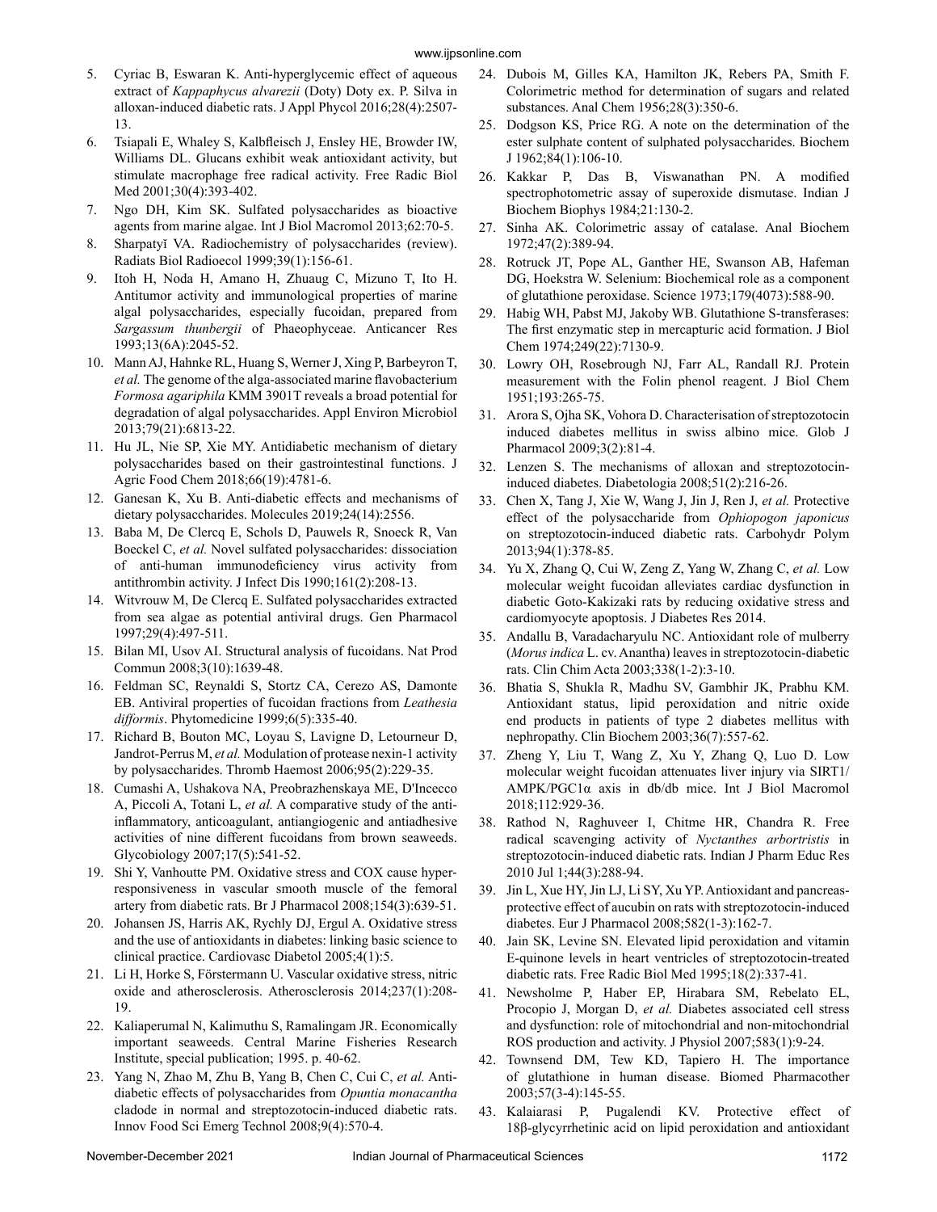5. Cyriac B, Eswaran K. Anti-hyperglycemic effect of aqueous extract of *Kappaphycus alvarezii* (Doty) Doty ex. P. Silva in alloxan-induced diabetic rats. J Appl Phycol 2016;28(4):2507-13.
6. Tsiapali E, Whaley S, Kalbfleisch J, Ensley HE, Browder IW, Williams DL. Glucans exhibit weak antioxidant activity, but stimulate macrophage free radical activity. Free Radic Biol Med 2001;30(4):393-402.
7. Ngo DH, Kim SK. Sulfated polysaccharides as bioactive agents from marine algae. Int J Biol Macromol 2013;62:70-5.
8. Sharpatyĭ VA. Radiochemistry of polysaccharides (review). Radiats Biol Radioecol 1999;39(1):156-61.
9. Itoh H, Noda H, Amano H, Zhuaug C, Mizuno T, Ito H. Antitumor activity and immunological properties of marine algal polysaccharides, especially fucoidan, prepared from *Sargassum thunbergii* of Phaeophyceae. Anticancer Res 1993;13(6A):2045-52.
10. Mann AJ, Hahnke RL, Huang S, Werner J, Xing P, Barbeyron T, *et al.* The genome of the alga-associated marine flavobacterium *Formosa agariphila* KMM 3901T reveals a broad potential for degradation of algal polysaccharides. Appl Environ Microbiol 2013;79(21):6813-22.
11. Hu JL, Nie SP, Xie MY. Antidiabetic mechanism of dietary polysaccharides based on their gastrointestinal functions. J Agric Food Chem 2018;66(19):4781-6.
12. Ganesan K, Xu B. Anti-diabetic effects and mechanisms of dietary polysaccharides. Molecules 2019;24(14):2556.
13. Baba M, De Clercq E, Schols D, Pauwels R, Snoeck R, Van Boeckel C, *et al.* Novel sulfated polysaccharides: dissociation of anti-human immunodeficiency virus activity from antithrombin activity. J Infect Dis 1990;161(2):208-13.
14. Witvrouw M, De Clercq E. Sulfated polysaccharides extracted from sea algae as potential antiviral drugs. Gen Pharmacol 1997;29(4):497-511.
15. Bilan MI, Usov AI. Structural analysis of fucoidans. Nat Prod Commun 2008;3(10):1639-48.
16. Feldman SC, Reynaldi S, Stortz CA, Cerezo AS, Damonte EB. Antiviral properties of fucoidan fractions from *Leathesia difformis*. Phytomedicine 1999;6(5):335-40.
17. Richard B, Bouton MC, Loyau S, Lavigne D, Letourneur D, Jandrot-Perrus M, *et al.* Modulation of protease nexin-1 activity by polysaccharides. Thromb Haemost 2006;95(2):229-35.
18. Cumashi A, Ushakova NA, Preobrazhenskaya ME, D'Incecco A, Piccoli A, Totani L, *et al.* A comparative study of the anti-inflammatory, anticoagulant, antiangiogenic and antiadhesive activities of nine different fucoidans from brown seaweeds. Glycobiology 2007;17(5):541-52.
19. Shi Y, Vanhoutte PM. Oxidative stress and COX cause hyper-responsiveness in vascular smooth muscle of the femoral artery from diabetic rats. Br J Pharmacol 2008;154(3):639-51.
20. Johansen JS, Harris AK, Rychly DJ, Ergul A. Oxidative stress and the use of antioxidants in diabetes: linking basic science to clinical practice. Cardiovasc Diabetol 2005;4(1):5.
21. Li H, Horke S, Förstermann U. Vascular oxidative stress, nitric oxide and atherosclerosis. Atherosclerosis 2014;237(1):208-19.
22. Kaliaperumal N, Kalimuthu S, Ramalingam JR. Economically important seaweeds. Central Marine Fisheries Research Institute, special publication; 1995. p. 40-62.
23. Yang N, Zhao M, Zhu B, Yang B, Chen C, Cui C, *et al.* Anti-diabetic effects of polysaccharides from *Opuntia monacantha* cladode in normal and streptozotocin-induced diabetic rats. Innov Food Sci Emerg Technol 2008;9(4):570-4.
24. Dubois M, Gilles KA, Hamilton JK, Rebers PA, Smith F. Colorimetric method for determination of sugars and related substances. Anal Chem 1956;28(3):350-6.
25. Dodgson KS, Price RG. A note on the determination of the ester sulphate content of sulphated polysaccharides. Biochem J 1962;84(1):106-10.
26. Kakkar P, Das B, Viswanathan PN. A modified spectrophotometric assay of superoxide dismutase. Indian J Biochem Biophys 1984;21:130-2.
27. Sinha AK. Colorimetric assay of catalase. Anal Biochem 1972;47(2):389-94.
28. Rotruck JT, Pope AL, Ganther HE, Swanson AB, Hafeman DG, Hoekstra W. Selenium: Biochemical role as a component of glutathione peroxidase. Science 1973;179(4073):588-90.
29. Habig WH, Pabst MJ, Jakoby WB. Glutathione S-transferases: The first enzymatic step in mercapturic acid formation. J Biol Chem 1974;249(22):7130-9.
30. Lowry OH, Rosebrough NJ, Farr AL, Randall RJ. Protein measurement with the Folin phenol reagent. J Biol Chem 1951;193:265-75.
31. Arora S, Ojha SK, Vohora D. Characterisation of streptozotocin induced diabetes mellitus in swiss albino mice. Glob J Pharmacol 2009;3(2):81-4.
32. Lenzen S. The mechanisms of alloxan and streptozotocin-induced diabetes. Diabetologia 2008;51(2):216-26.
33. Chen X, Tang J, Xie W, Wang J, Jin J, Ren J, *et al.* Protective effect of the polysaccharide from *Ophiopogon japonicus* on streptozotocin-induced diabetic rats. Carbohydr Polym 2013;94(1):378-85.
34. Yu X, Zhang Q, Cui W, Zeng Z, Yang W, Zhang C, *et al.* Low molecular weight fucoidan alleviates cardiac dysfunction in diabetic Goto-Kakizaki rats by reducing oxidative stress and cardiomyocyte apoptosis. J Diabetes Res 2014.
35. Andallu B, Varadacharyulu NC. Antioxidant role of mulberry (*Morus indica* L. cv. Anantha) leaves in streptozotocin-diabetic rats. Clin Chim Acta 2003;338(1-2):3-10.
36. Bhatia S, Shukla R, Madhu SV, Gambhir JK, Prabhu KM. Antioxidant status, lipid peroxidation and nitric oxide end products in patients of type 2 diabetes mellitus with nephropathy. Clin Biochem 2003;36(7):557-62.
37. Zheng Y, Liu T, Wang Z, Xu Y, Zhang Q, Luo D. Low molecular weight fucoidan attenuates liver injury via SIRT1/AMPK/PGC1α axis in db/db mice. Int J Biol Macromol 2018;112:929-36.
38. Rathod N, Raghuveer I, Chitme HR, Chandra R. Free radical scavenging activity of *Nyctanthes arbortristis* in streptozotocin-induced diabetic rats. Indian J Pharm Educ Res 2010 Jul 1;44(3):288-94.
39. Jin L, Xue HY, Jin LJ, Li SY, Xu YP. Antioxidant and pancreas-protective effect of aucubin on rats with streptozotocin-induced diabetes. Eur J Pharmacol 2008;582(1-3):162-7.
40. Jain SK, Levine SN. Elevated lipid peroxidation and vitamin E-quinone levels in heart ventricles of streptozotocin-treated diabetic rats. Free Radic Biol Med 1995;18(2):337-41.
41. Newsholme P, Haber EP, Hirabara SM, Rebelato EL, Procopio J, Morgan D, *et al.* Diabetes associated cell stress and dysfunction: role of mitochondrial and non-mitochondrial ROS production and activity. J Physiol 2007;583(1):9-24.
42. Townsend DM, Tew KD, Tapiero H. The importance of glutathione in human disease. Biomed Pharmacother 2003;57(3-4):145-55.
43. Kalaiarasi P, Pugalendi KV. Protective effect of 18β-glycyrrhetinic acid on lipid peroxidation and antioxidant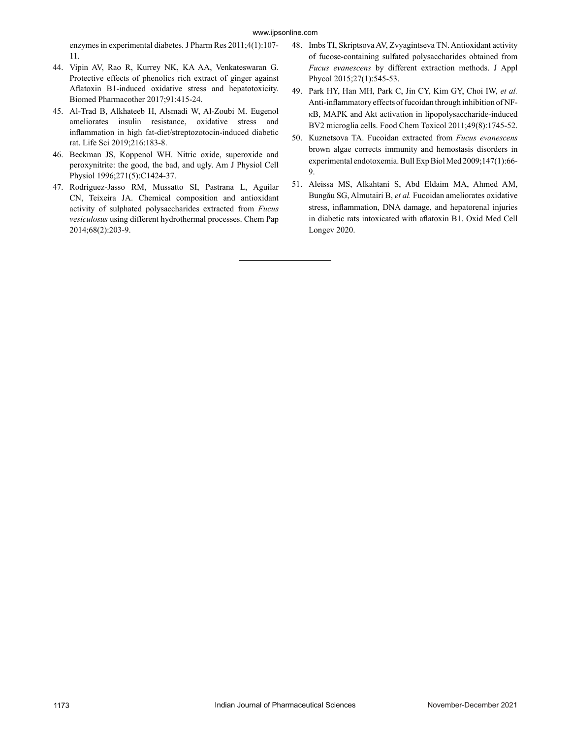enzymes in experimental diabetes. J Pharm Res 2011;4(1):107-11.

44. Vipin AV, Rao R, Kurrey NK, KA AA, Venkateswaran G. Protective effects of phenolics rich extract of ginger against Aflatoxin B1-induced oxidative stress and hepatotoxicity. Biomed Pharmacother 2017;91:415-24.
45. Al-Trad B, Alkhateeb H, Alsmadi W, Al-Zoubi M. Eugenol ameliorates insulin resistance, oxidative stress and inflammation in high fat-diet/streptozotocin-induced diabetic rat. Life Sci 2019;216:183-8.
46. Beckman JS, Koppenol WH. Nitric oxide, superoxide and peroxynitrite: the good, the bad, and ugly. Am J Physiol Cell Physiol 1996;271(5):C1424-37.
47. Rodriguez-Jasso RM, Mussatto SI, Pastrana L, Aguilar CN, Teixeira JA. Chemical composition and antioxidant activity of sulphated polysaccharides extracted from *Fucus vesiculosus* using different hydrothermal processes. Chem Pap 2014;68(2):203-9.
48. Imbs TI, Skriptsova AV, Zvyagintseva TN. Antioxidant activity of fucose-containing sulfated polysaccharides obtained from *Fucus evanescens* by different extraction methods. J Appl Phycol 2015;27(1):545-53.
49. Park HY, Han MH, Park C, Jin CY, Kim GY, Choi IW, *et al.* Anti-inflammatory effects of fucoidan through inhibition of NF-κB, MAPK and Akt activation in lipopolysaccharide-induced BV2 microglia cells. Food Chem Toxicol 2011;49(8):1745-52.
50. Kuznetsova TA. Fucoidan extracted from *Fucus evanescens* brown algae corrects immunity and hemostasis disorders in experimental endotoxemia. Bull Exp Biol Med 2009;147(1):66-9.
51. Aleissa MS, Alkahtani S, Abd Eldaim MA, Ahmed AM, Bungău SG, Almutairi B, *et al.* Fucoidan ameliorates oxidative stress, inflammation, DNA damage, and hepatorenal injuries in diabetic rats intoxicated with aflatoxin B1. Oxid Med Cell Longev 2020.